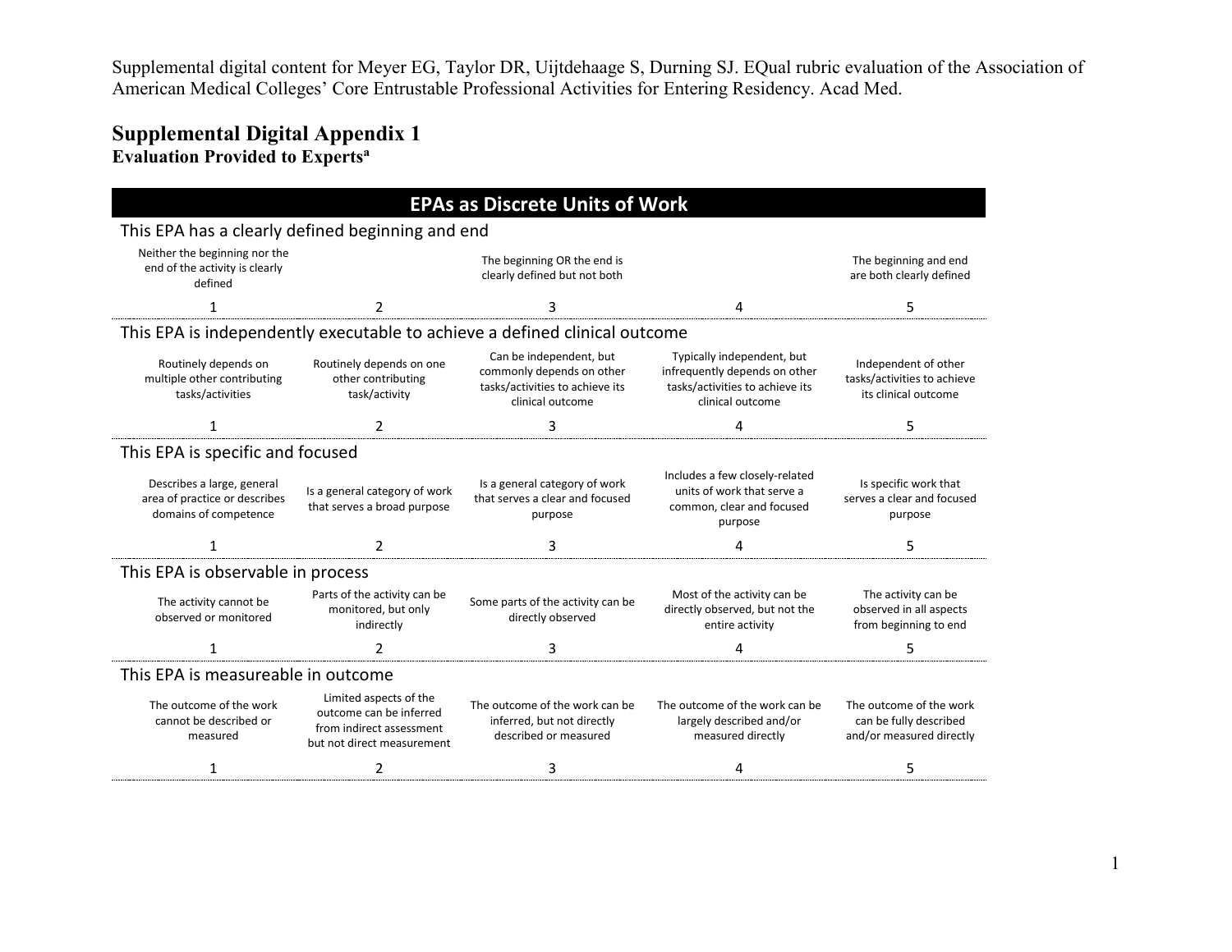Supplemental digital content for Meyer EG, Taylor DR, Uijtdehaage S, Durning SJ. EQual rubric evaluation of the Association of American Medical Colleges' Core Entrustable Professional Activities for Entering Residency. Acad Med.

# Supplemental Digital Appendix 1

## Evaluation Provided to Experts[a]

### EPAs as Discrete Units of Work

**This EPA has a clearly defined beginning and end**

| 1 | 2 | 3 | 4 | 5 |
|---|---|---|---|---|
| Neither the beginning nor the end of the activity is clearly defined | | The beginning OR the end is clearly defined but not both | | The beginning and end are both clearly defined |

**This EPA is independently executable to achieve a defined clinical outcome**

| 1 | 2 | 3 | 4 | 5 |
|---|---|---|---|---|
| Routinely depends on multiple other contributing tasks/activities | Routinely depends on one other contributing task/activity | Can be independent, but commonly depends on other tasks/activities to achieve its clinical outcome | Typically independent, but infrequently depends on other tasks/activities to achieve its clinical outcome | Independent of other tasks/activities to achieve its clinical outcome |

**This EPA is specific and focused**

| 1 | 2 | 3 | 4 | 5 |
|---|---|---|---|---|
| Describes a large, general area of practice or describes domains of competence | Is a general category of work that serves a broad purpose | Is a general category of work that serves a clear and focused purpose | Includes a few closely-related units of work that serve a common, clear and focused purpose | Is specific work that serves a clear and focused purpose |

**This EPA is observable in process**

| 1 | 2 | 3 | 4 | 5 |
|---|---|---|---|---|
| The activity cannot be observed or monitored | Parts of the activity can be monitored, but only indirectly | Some parts of the activity can be directly observed | Most of the activity can be directly observed, but not the entire activity | The activity can be observed in all aspects from beginning to end |

**This EPA is measureable in outcome**

| 1 | 2 | 3 | 4 | 5 |
|---|---|---|---|---|
| The outcome of the work cannot be described or measured | Limited aspects of the outcome can be inferred from indirect assessment but not direct measurement | The outcome of the work can be inferred, but not directly described or measured | The outcome of the work can be largely described and/or measured directly | The outcome of the work can be fully described and/or measured directly |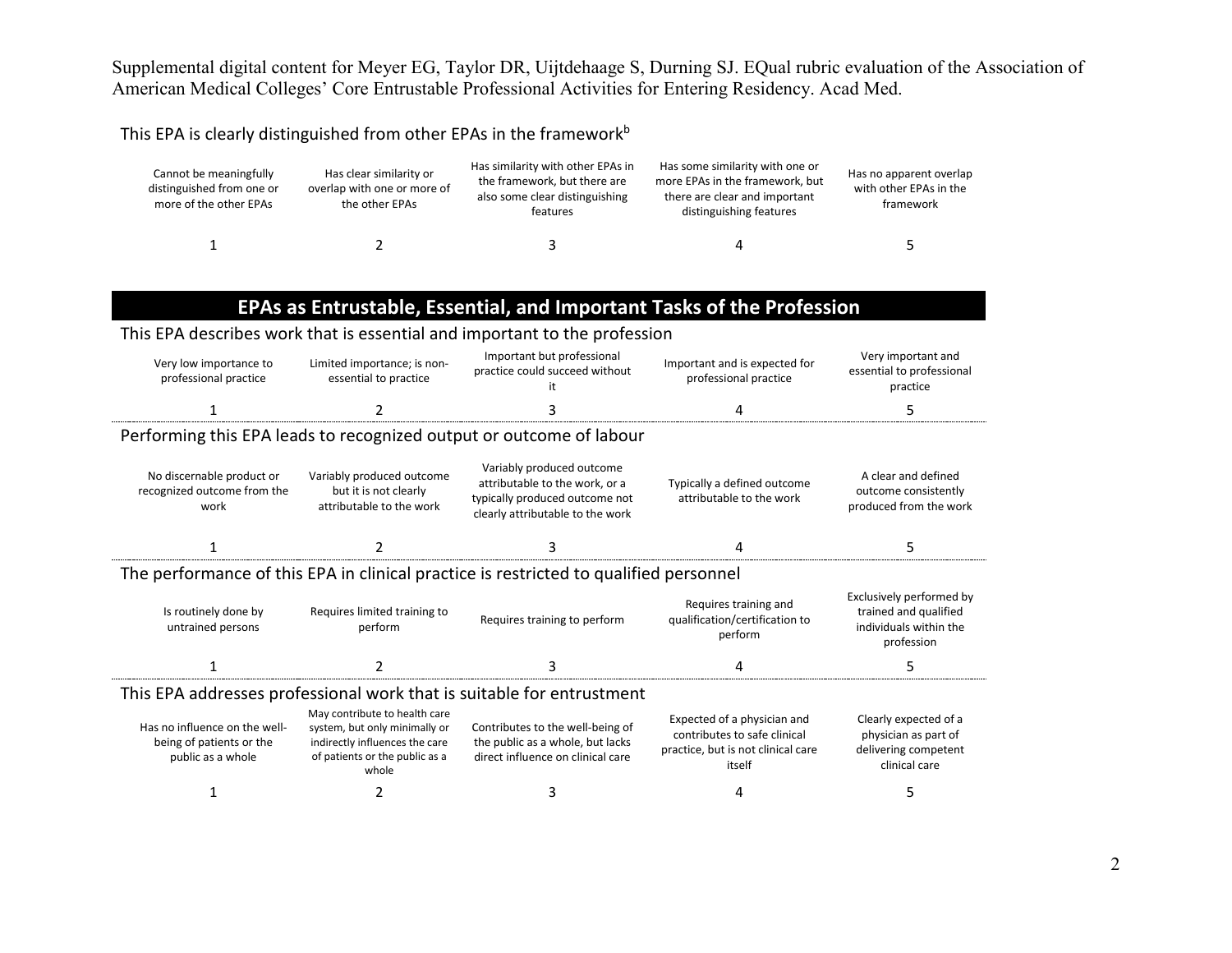This EPA is clearly distinguished from other EPAs in the framework[b]

| Cannot be meaningfully distinguished from one or more of the other EPAs | Has clear similarity or overlap with one or more of the other EPAs | Has similarity with other EPAs in the framework, but there are also some clear distinguishing features | Has some similarity with one or more EPAs in the framework, but there are clear and important distinguishing features | Has no apparent overlap with other EPAs in the framework |
|---|---|---|---|---|
| 1 | 2 | 3 | 4 | 5 |

## EPAs as Entrustable, Essential, and Important Tasks of the Profession

This EPA describes work that is essential and important to the profession

| Very low importance to professional practice | Limited importance; is non-essential to practice | Important but professional practice could succeed without it | Important and is expected for professional practice | Very important and essential to professional practice |
|---|---|---|---|---|
| 1 | 2 | 3 | 4 | 5 |

Performing this EPA leads to recognized output or outcome of labour

| No discernable product or recognized outcome from the work | Variably produced outcome but it is not clearly attributable to the work | Variably produced outcome attributable to the work, or a typically produced outcome not clearly attributable to the work | Typically a defined outcome attributable to the work | A clear and defined outcome consistently produced from the work |
|---|---|---|---|---|
| 1 | 2 | 3 | 4 | 5 |

The performance of this EPA in clinical practice is restricted to qualified personnel

| Is routinely done by untrained persons | Requires limited training to perform | Requires training to perform | Requires training and qualification/certification to perform | Exclusively performed by trained and qualified individuals within the profession |
|---|---|---|---|---|
| 1 | 2 | 3 | 4 | 5 |

This EPA addresses professional work that is suitable for entrustment

| Has no influence on the well-being of patients or the public as a whole | May contribute to health care system, but only minimally or indirectly influences the care of patients or the public as a whole | Contributes to the well-being of the public as a whole, but lacks direct influence on clinical care | Expected of a physician and contributes to safe clinical practice, but is not clinical care itself | Clearly expected of a physician as part of delivering competent clinical care |
|---|---|---|---|---|
| 1 | 2 | 3 | 4 | 5 |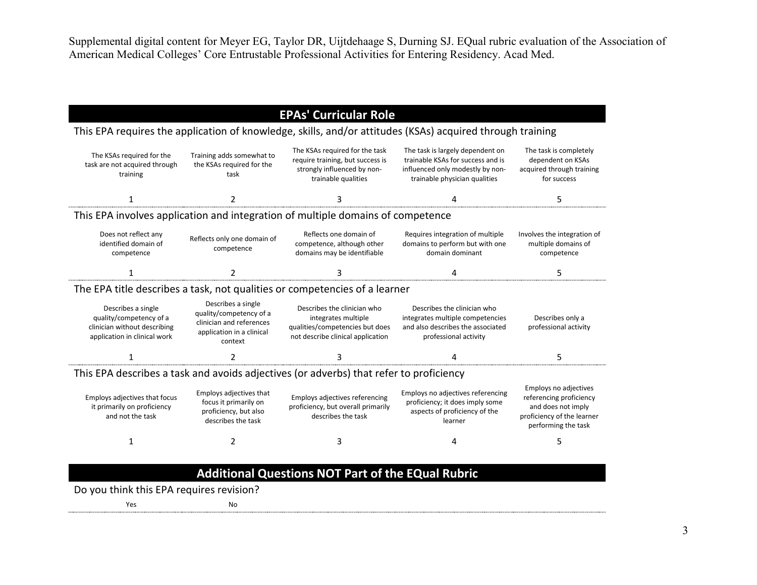## EPAs' Curricular Role

### This EPA requires the application of knowledge, skills, and/or attitudes (KSAs) acquired through training

| 1 | 2 | 3 | 4 | 5 |
|---|---|---|---|---|
| The KSAs required for the task are not acquired through training | Training adds somewhat to the KSAs required for the task | The KSAs required for the task require training, but success is strongly influenced by non-trainable qualities | The task is largely dependent on trainable KSAs for success and is influenced only modestly by non-trainable physician qualities | The task is completely dependent on KSAs acquired through training for success |

### This EPA involves application and integration of multiple domains of competence

| 1 | 2 | 3 | 4 | 5 |
|---|---|---|---|---|
| Does not reflect any identified domain of competence | Reflects only one domain of competence | Reflects one domain of competence, although other domains may be identifiable | Requires integration of multiple domains to perform but with one domain dominant | Involves the integration of multiple domains of competence |

### The EPA title describes a task, not qualities or competencies of a learner

| 1 | 2 | 3 | 4 | 5 |
|---|---|---|---|---|
| Describes a single quality/competency of a clinician without describing application in clinical work | Describes a single quality/competency of a clinician and references application in a clinical context | Describes the clinician who integrates multiple qualities/competencies but does not describe clinical application | Describes the clinician who integrates multiple competencies and also describes the associated professional activity | Describes only a professional activity |

### This EPA describes a task and avoids adjectives (or adverbs) that refer to proficiency

| 1 | 2 | 3 | 4 | 5 |
|---|---|---|---|---|
| Employs adjectives that focus it primarily on proficiency and not the task | Employs adjectives that focus it primarily on proficiency, but also describes the task | Employs adjectives referencing proficiency, but overall primarily describes the task | Employs no adjectives referencing proficiency; it does imply some aspects of proficiency of the learner | Employs no adjectives referencing proficiency and does not imply proficiency of the learner performing the task |

## Additional Questions NOT Part of the EQual Rubric

### Do you think this EPA requires revision?

Yes &nbsp;&nbsp;&nbsp;&nbsp; No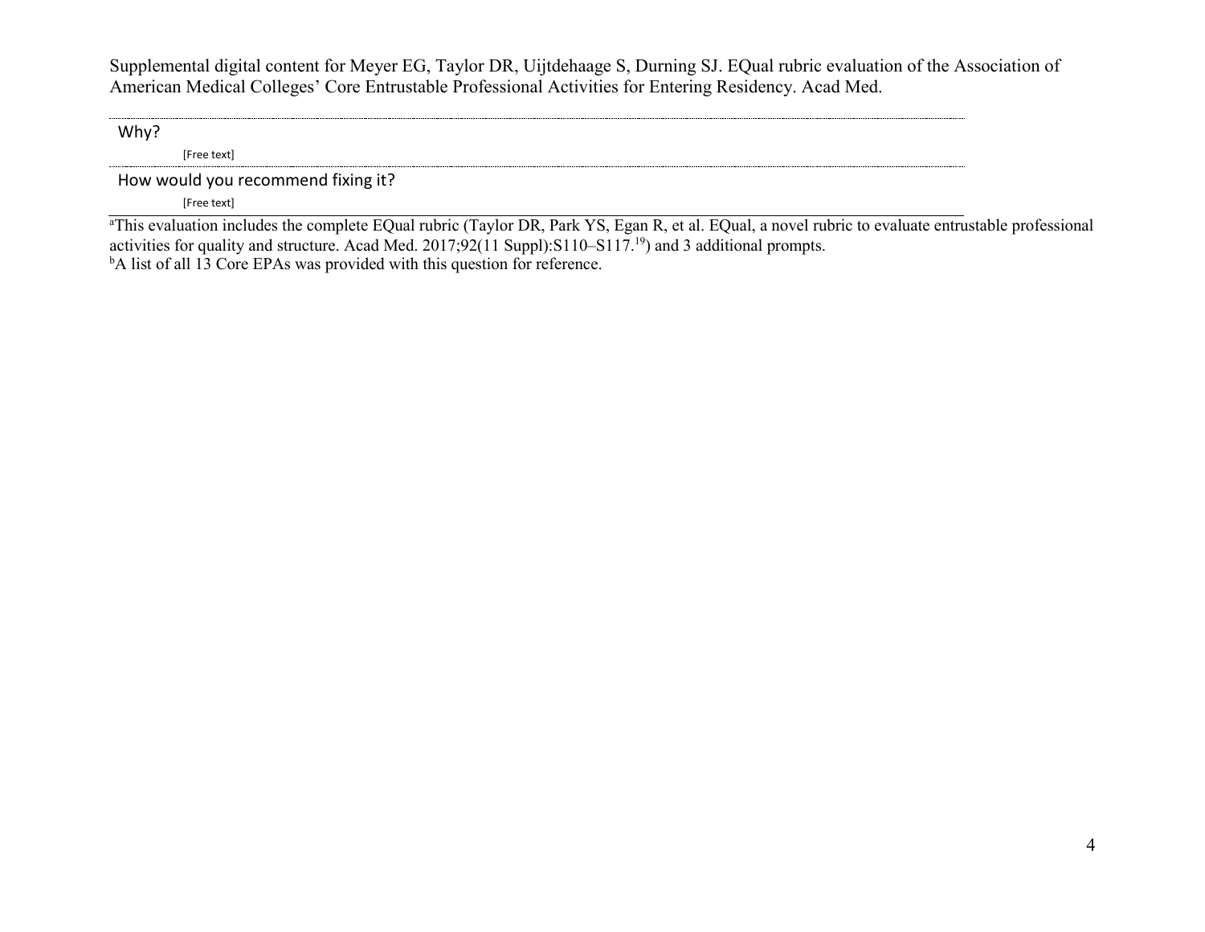Why?

[Free text]

How would you recommend fixing it?

[Free text]

[a]This evaluation includes the complete EQual rubric (Taylor DR, Park YS, Egan R, et al. EQual, a novel rubric to evaluate entrustable professional activities for quality and structure. Acad Med. 2017;92(11 Suppl):S110–S117.[19]) and 3 additional prompts.

[b]A list of all 13 Core EPAs was provided with this question for reference.